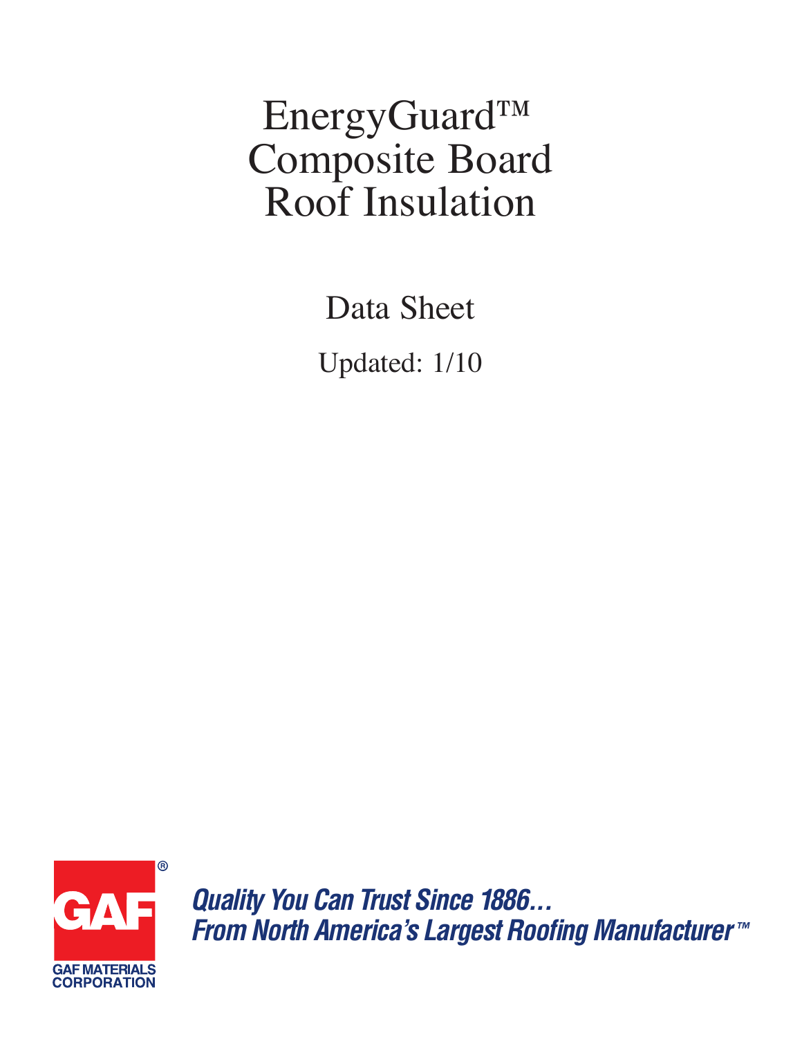# EnergyGuard™ Composite Board Roof Insulation

## Data Sheet

Updated: 1/10

GAF®

GAF MATERIALS CORPORATION

*Quality You Can Trust Since 1886…*
*From North America's Largest Roofing Manufacturer™*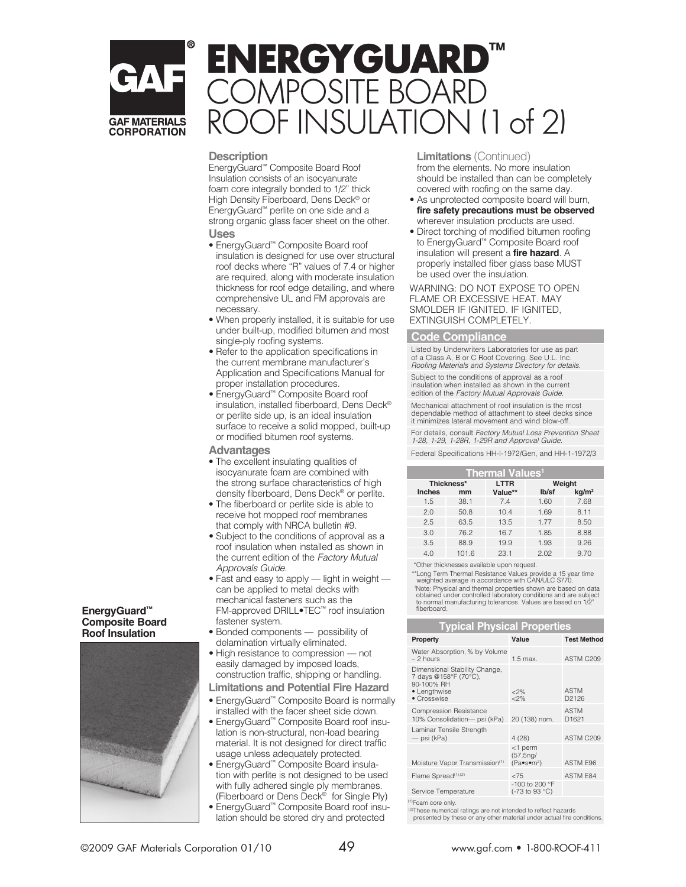# ENERGYGUARD™ COMPOSITE BOARD ROOF INSULATION (1 of 2)

GAF MATERIALS CORPORATION

## Description

EnergyGuard™ Composite Board Roof Insulation consists of an isocyanurate foam core integrally bonded to 1/2" thick High Density Fiberboard, Dens Deck® or EnergyGuard™ perlite on one side and a strong organic glass facer sheet on the other.

## Uses

- EnergyGuard™ Composite Board roof insulation is designed for use over structural roof decks where "R" values of 7.4 or higher are required, along with moderate insulation thickness for roof edge detailing, and where comprehensive UL and FM approvals are necessary.
- When properly installed, it is suitable for use under built-up, modified bitumen and most single-ply roofing systems.
- Refer to the application specifications in the current membrane manufacturer's Application and Specifications Manual for proper installation procedures.
- EnergyGuard™ Composite Board roof insulation, installed fiberboard, Dens Deck® or perlite side up, is an ideal insulation surface to receive a solid mopped, built-up or modified bitumen roof systems.

## Advantages

- The excellent insulating qualities of isocyanurate foam are combined with the strong surface characteristics of high density fiberboard, Dens Deck® or perlite.
- The fiberboard or perlite side is able to receive hot mopped roof membranes that comply with NRCA bulletin #9.
- Subject to the conditions of approval as a roof insulation when installed as shown in the current edition of the *Factory Mutual Approvals Guide.*
- Fast and easy to apply — light in weight — can be applied to metal decks with mechanical fasteners such as the FM-approved DRILL•TEC™ roof insulation fastener system.
- Bonded components — possibility of delamination virtually eliminated.
- High resistance to compression — not easily damaged by imposed loads, construction traffic, shipping or handling.

## Limitations and Potential Fire Hazard

- EnergyGuard™ Composite Board is normally installed with the facer sheet side down.
- EnergyGuard™ Composite Board roof insulation is non-structural, non-load bearing material. It is not designed for direct traffic usage unless adequately protected.
- EnergyGuard™ Composite Board insulation with perlite is not designed to be used with fully adhered single ply membranes. (Fiberboard or Dens Deck® for Single Ply)
- EnergyGuard™ Composite Board roof insulation should be stored dry and protected from the elements. No more insulation should be installed than can be completely covered with roofing on the same day.
- As unprotected composite board will burn, **fire safety precautions must be observed** wherever insulation products are used.
- Direct torching of modified bitumen roofing to EnergyGuard™ Composite Board roof insulation will present a **fire hazard**. A properly installed fiber glass base MUST be used over the insulation.

WARNING: DO NOT EXPOSE TO OPEN FLAME OR EXCESSIVE HEAT. MAY SMOLDER IF IGNITED. IF IGNITED, EXTINGUISH COMPLETELY.

EnergyGuard™ Composite Board Roof Insulation

## Code Compliance

Listed by Underwriters Laboratories for use as part of a Class A, B or C Roof Covering. See U.L. Inc. *Roofing Materials and Systems Directory for details.*

Subject to the conditions of approval as a roof insulation when installed as shown in the current edition of the *Factory Mutual Approvals Guide.*

Mechanical attachment of roof insulation is the most dependable method of attachment to steel decks since it minimizes lateral movement and wind blow-off.

For details, consult *Factory Mutual Loss Prevention Sheet 1-28, 1-29, 1-28R, 1-29R and Approval Guide.*

Federal Specifications HH-I-1972/Gen, and HH-1-1972/3

## Thermal Values[1]

| Thickness* | | LTTR | Weight | |
|---|---|---|---|---|
| Inches | mm | Value** | lb/sf | kg/m² |
| 1.5 | 38.1 | 7.4 | 1.60 | 7.68 |
| 2.0 | 50.8 | 10.4 | 1.69 | 8.11 |
| 2.5 | 63.5 | 13.5 | 1.77 | 8.50 |
| 3.0 | 76.2 | 16.7 | 1.85 | 8.88 |
| 3.5 | 88.9 | 19.9 | 1.93 | 9.26 |
| 4.0 | 101.6 | 23.1 | 2.02 | 9.70 |

*Other thicknesses available upon request.

**Long Term Thermal Resistance Values provide a 15 year time weighted average in accordance with CAN/ULC S770.

[1]Note: Physical and thermal properties shown are based on data obtained under controlled laboratory conditions and are subject to normal manufacturing tolerances. Values are based on 1/2" fiberboard.

## Typical Physical Properties

| Property | Value | Test Method |
|---|---|---|
| Water Absorption, % by Volume – 2 hours | 1.5 max. | ASTM C209 |
| Dimensional Stability Change, 7 days @158°F (70°C), 90-100% RH<br>• Lengthwise<br>• Crosswise | <2%<br><2% | ASTM D2126 |
| Compression Resistance 10% Consolidation— psi (kPa) | 20 (138) nom. | ASTM D1621 |
| Laminar Tensile Strength — psi (kPa) | 4 (28) | ASTM C209 |
| Moisture Vapor Transmission[1] | <1 perm (57.5ng/(Pa•s•m²) | ASTM E96 |
| Flame Spread[1,2] | <75 | ASTM E84 |
| Service Temperature | -100 to 200 °F (-73 to 93 °C) | |

[1]Foam core only.

[2]These numerical ratings are not intended to reflect hazards presented by these or any other material under actual fire conditions.

©2009 GAF Materials Corporation 01/10 www.gaf.com • 1-800-ROOF-411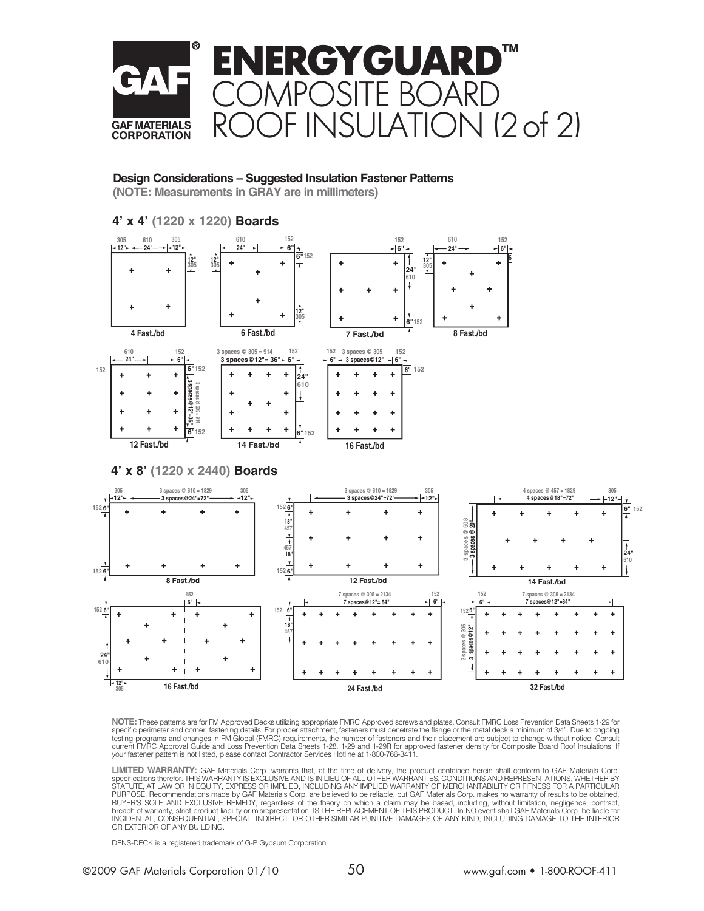# ENERGYGUARD™ COMPOSITE BOARD ROOF INSULATION (2 of 2)

GAF MATERIALS CORPORATION

### Design Considerations – Suggested Insulation Fastener Patterns

**(NOTE: Measurements in GRAY are in millimeters)**

### 4' x 4' (1220 x 1220) Boards

4 Fast./bd

6 Fast./bd

7 Fast./bd

8 Fast./bd

12 Fast./bd

14 Fast./bd

16 Fast./bd

### 4' x 8' (1220 x 2440) Boards

8 Fast./bd

12 Fast./bd

14 Fast./bd

16 Fast./bd

24 Fast./bd

32 Fast./bd

**NOTE:** These patterns are for FM Approved Decks utilizing appropriate FMRC Approved screws and plates. Consult FMRC Loss Prevention Data Sheets 1-29 for specific perimeter and corner fastening details. For proper attachment, fasteners must penetrate the flange or the metal deck a minimum of 3/4". Due to ongoing testing programs and changes in FM Global (FMRC) requirements, the number of fasteners and their placement are subject to change without notice. Consult current FMRC Approval Guide and Loss Prevention Data Sheets 1-28, 1-29 and 1-29R for approved fastener density for Composite Board Roof Insulations. If your fastener pattern is not listed, please contact Contractor Services Hotline at 1-800-766-3411.

**LIMITED WARRANTY:** GAF Materials Corp. warrants that, at the time of delivery, the product contained herein shall conform to GAF Materials Corp. specifications therefor. THIS WARRANTY IS EXCLUSIVE AND IS IN LIEU OF ALL OTHER WARRANTIES, CONDITIONS AND REPRESENTATIONS, WHETHER BY STATUTE, AT LAW OR IN EQUITY, EXPRESS OR IMPLIED, INCLUDING ANY IMPLIED WARRANTY OF MERCHANTABILITY OR FITNESS FOR A PARTICULAR PURPOSE. Recommendations made by GAF Materials Corp. are believed to be reliable, but GAF Materials Corp. makes no warranty of results to be obtained. BUYER'S SOLE AND EXCLUSIVE REMEDY, regardless of the theory on which a claim may be based, including, without limitation, negligence, contract, breach of warranty, strict product liability or misrepresentation, IS THE REPLACEMENT OF THIS PRODUCT. In NO event shall GAF Materials Corp. be liable for INCIDENTAL, CONSEQUENTIAL, SPECIAL, INDIRECT, OR OTHER SIMILAR PUNITIVE DAMAGES OF ANY KIND, INCLUDING DAMAGE TO THE INTERIOR OR EXTERIOR OF ANY BUILDING.

DENS-DECK is a registered trademark of G-P Gypsum Corporation.

©2009 GAF Materials Corporation 01/10 www.gaf.com • 1-800-ROOF-411